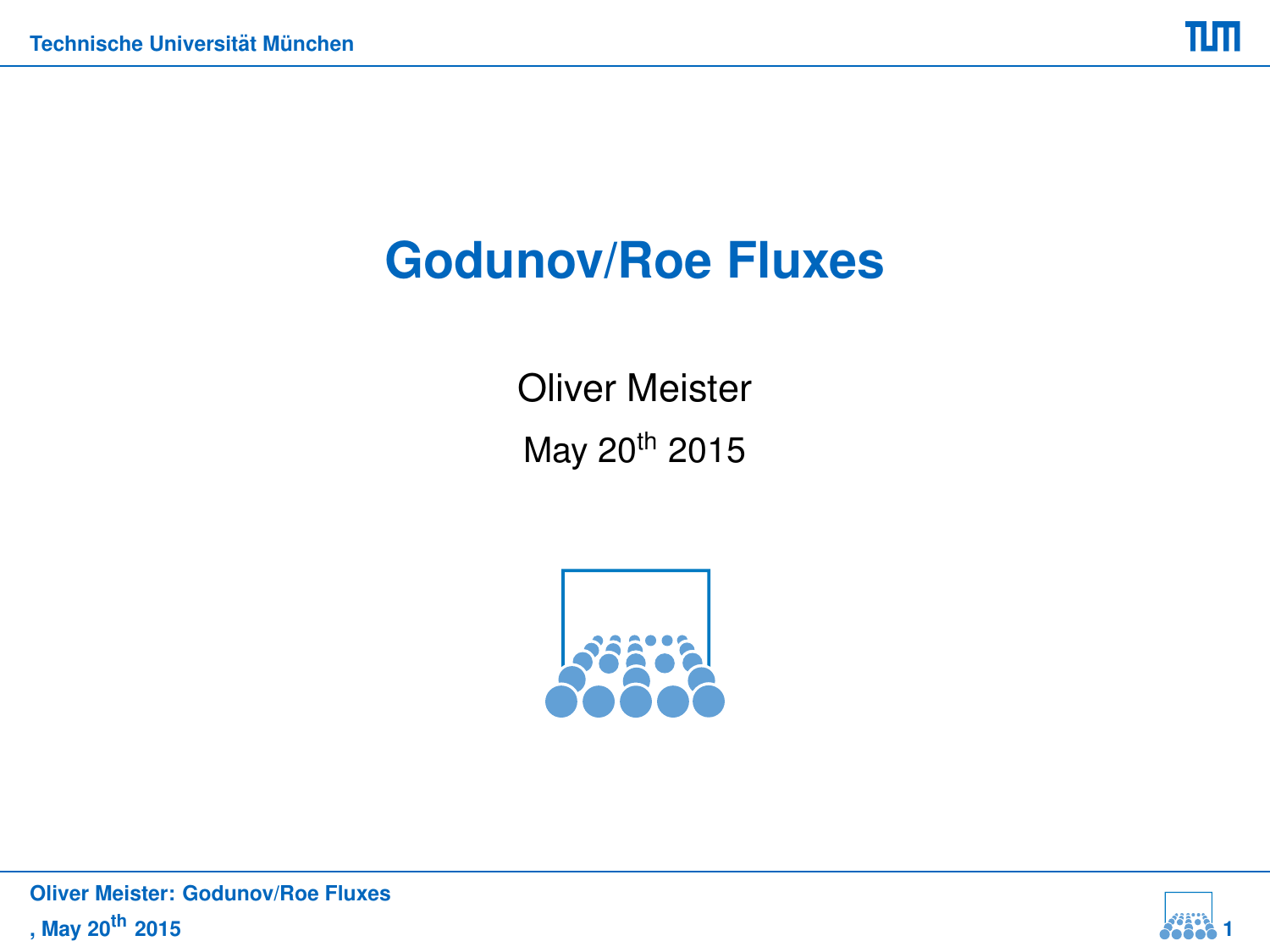# Godunov/Roe Fluxes

Oliver Meister

May 20th 2015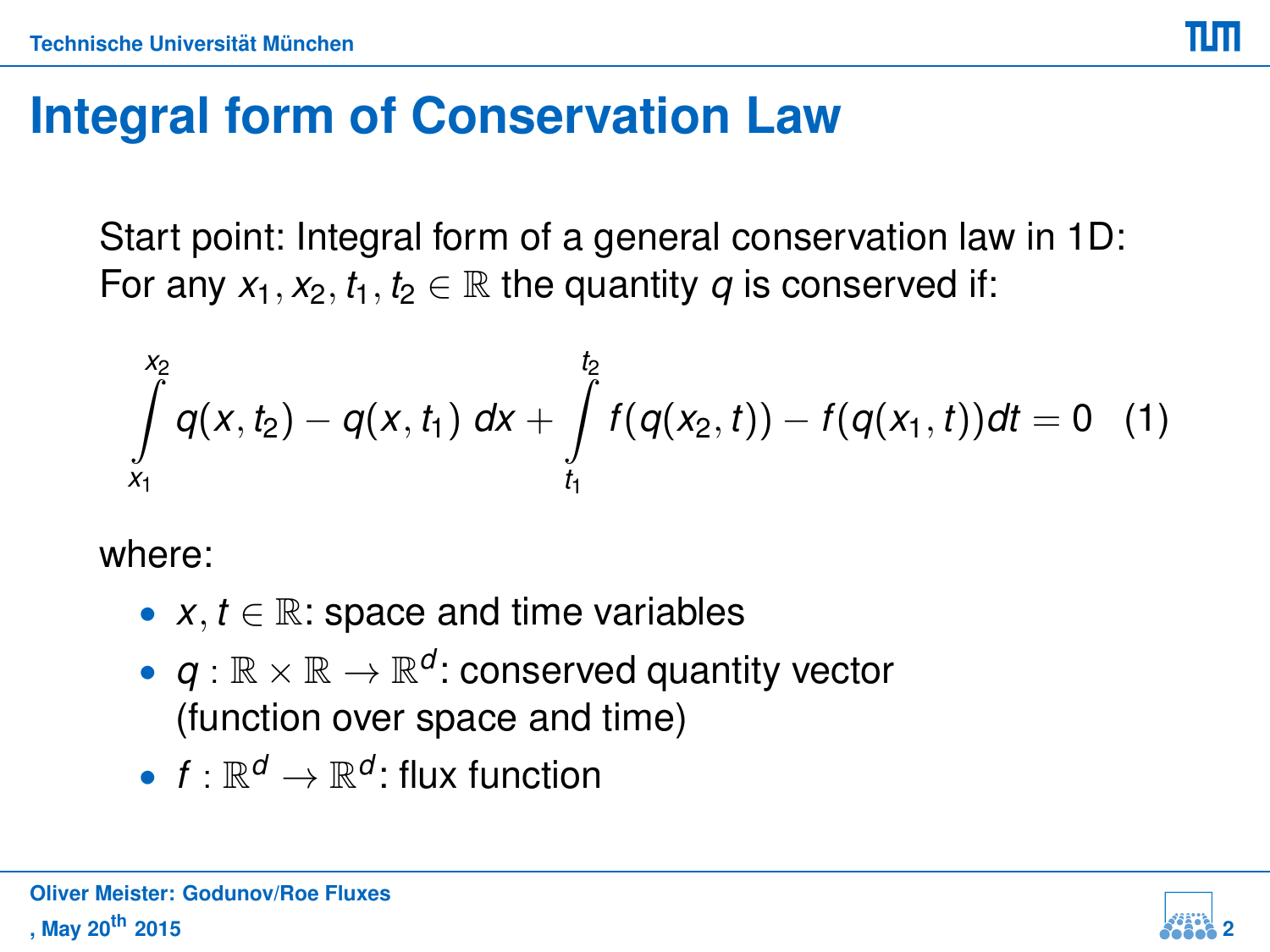# Integral form of Conservation Law

Start point: Integral form of a general conservation law in 1D:
For any $x_1, x_2, t_1, t_2 \in \mathbb{R}$ the quantity $q$ is conserved if:

$$\int_{x_1}^{x_2} q(x,t_2) - q(x,t_1)\, dx + \int_{t_1}^{t_2} f(q(x_2,t)) - f(q(x_1,t)) dt = 0 \quad (1)$$

where:

- $x, t \in \mathbb{R}$: space and time variables
- $q : \mathbb{R} \times \mathbb{R} \to \mathbb{R}^d$: conserved quantity vector (function over space and time)
- $f : \mathbb{R}^d \to \mathbb{R}^d$: flux function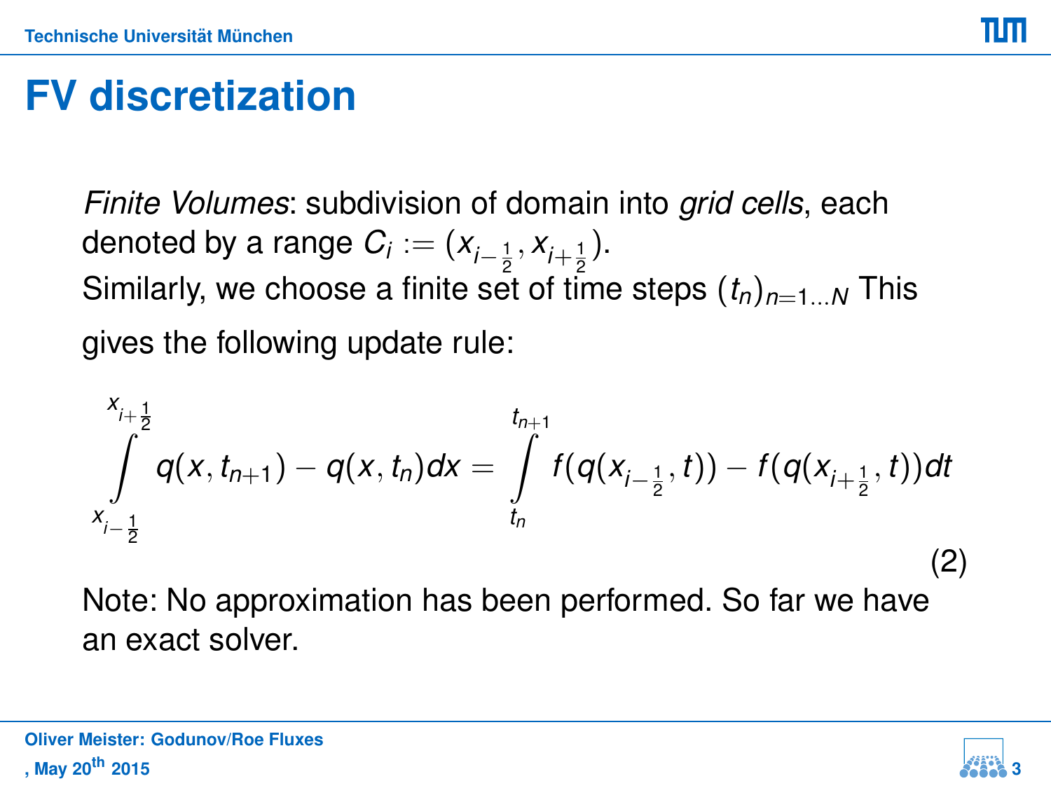# FV discretization

*Finite Volumes*: subdivision of domain into *grid cells*, each denoted by a range $C_i := (x_{i-\frac{1}{2}}, x_{i+\frac{1}{2}})$.
Similarly, we choose a finite set of time steps $(t_n)_{n=1\ldots N}$ This gives the following update rule:

$$\int_{x_{i-\frac{1}{2}}}^{x_{i+\frac{1}{2}}} q(x, t_{n+1}) - q(x, t_n) dx = \int_{t_n}^{t_{n+1}} f(q(x_{i-\frac{1}{2}}, t)) - f(q(x_{i+\frac{1}{2}}, t)) dt \tag{2}$$

Note: No approximation has been performed. So far we have an exact solver.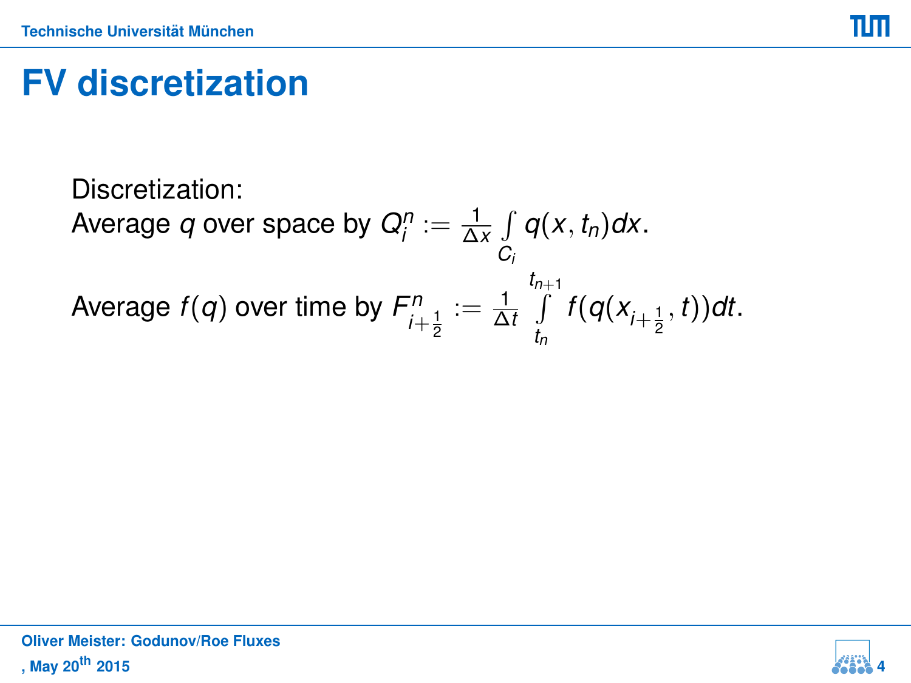# FV discretization

Discretization:

Average $q$ over space by $Q_i^n := \frac{1}{\Delta x} \int\limits_{C_i} q(x, t_n) dx$.

Average $f(q)$ over time by $F_{i+\frac{1}{2}}^n := \frac{1}{\Delta t} \int\limits_{t_n}^{t_{n+1}} f(q(x_{i+\frac{1}{2}}, t)) dt$.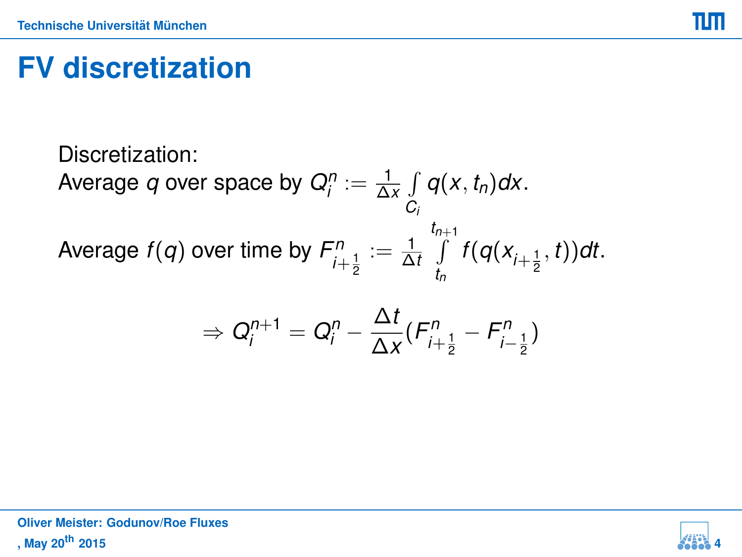# FV discretization

Discretization:
Average $q$ over space by $Q_i^n := \frac{1}{\Delta x} \int\limits_{C_i} q(x, t_n) dx$.

Average $f(q)$ over time by $F_{i+\frac{1}{2}}^n := \frac{1}{\Delta t} \int\limits_{t_n}^{t_{n+1}} f(q(x_{i+\frac{1}{2}}, t)) dt$.

$$\Rightarrow Q_i^{n+1} = Q_i^n - \frac{\Delta t}{\Delta x}(F_{i+\frac{1}{2}}^n - F_{i-\frac{1}{2}}^n)$$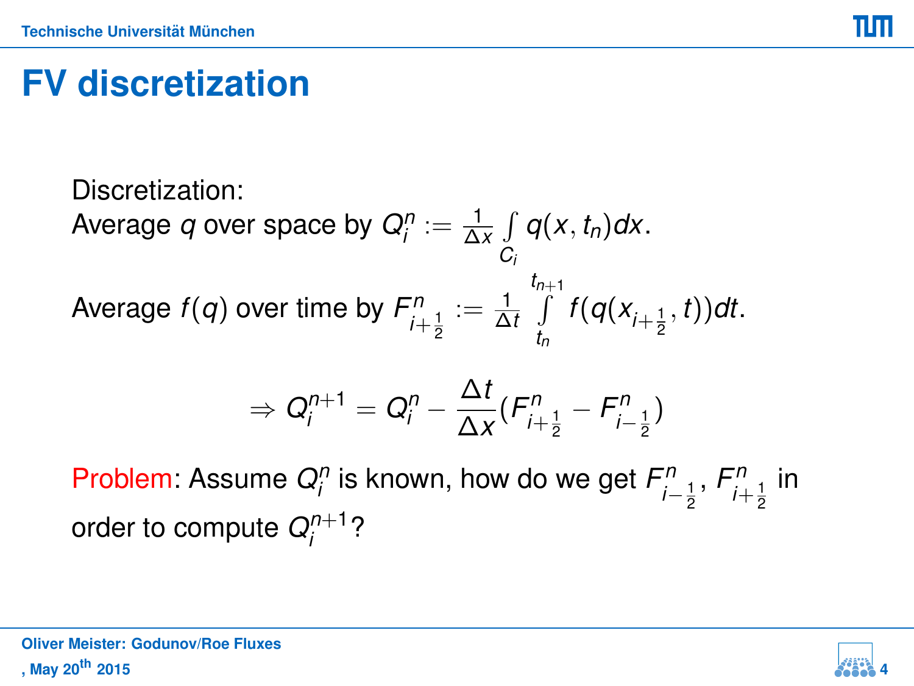# FV discretization

Discretization:
Average $q$ over space by $Q_i^n := \frac{1}{\Delta x} \int\limits_{C_i} q(x, t_n) dx$.

Average $f(q)$ over time by $F_{i+\frac{1}{2}}^n := \frac{1}{\Delta t} \int\limits_{t_n}^{t_{n+1}} f(q(x_{i+\frac{1}{2}}, t)) dt$.

$$\Rightarrow Q_i^{n+1} = Q_i^n - \frac{\Delta t}{\Delta x} (F_{i+\frac{1}{2}}^n - F_{i-\frac{1}{2}}^n)$$

Problem: Assume $Q_i^n$ is known, how do we get $F_{i-\frac{1}{2}}^n$, $F_{i+\frac{1}{2}}^n$ in order to compute $Q_i^{n+1}$?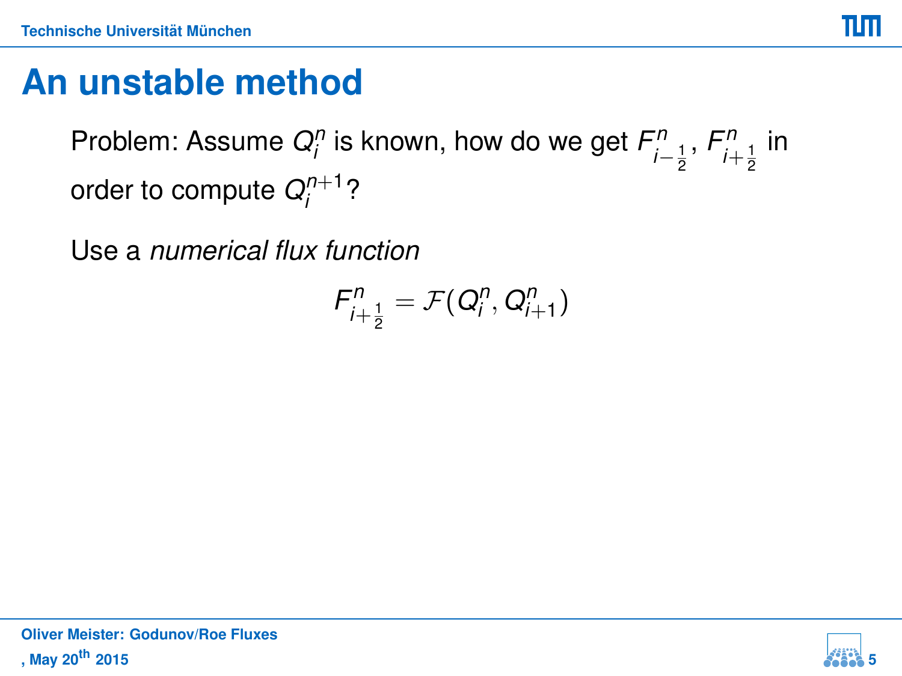# An unstable method

Problem: Assume $Q_i^n$ is known, how do we get $F_{i-\frac{1}{2}}^n$, $F_{i+\frac{1}{2}}^n$ in order to compute $Q_i^{n+1}$?

Use a *numerical flux function*

$$F_{i+\frac{1}{2}}^n = \mathcal{F}(Q_i^n, Q_{i+1}^n)$$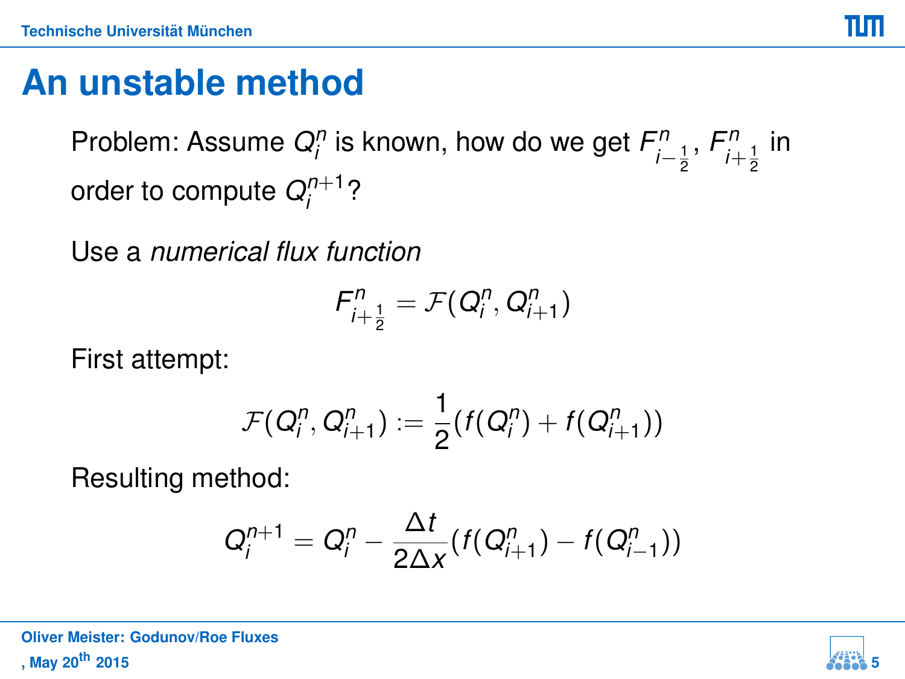# An unstable method

Problem: Assume $Q_i^n$ is known, how do we get $F_{i-\frac{1}{2}}^n$, $F_{i+\frac{1}{2}}^n$ in order to compute $Q_i^{n+1}$?

Use a *numerical flux function*

$$F_{i+\frac{1}{2}}^n = \mathcal{F}(Q_i^n, Q_{i+1}^n)$$

First attempt:

$$\mathcal{F}(Q_i^n, Q_{i+1}^n) := \frac{1}{2}(f(Q_i^n) + f(Q_{i+1}^n))$$

Resulting method:

$$Q_i^{n+1} = Q_i^n - \frac{\Delta t}{2\Delta x}(f(Q_{i+1}^n) - f(Q_{i-1}^n))$$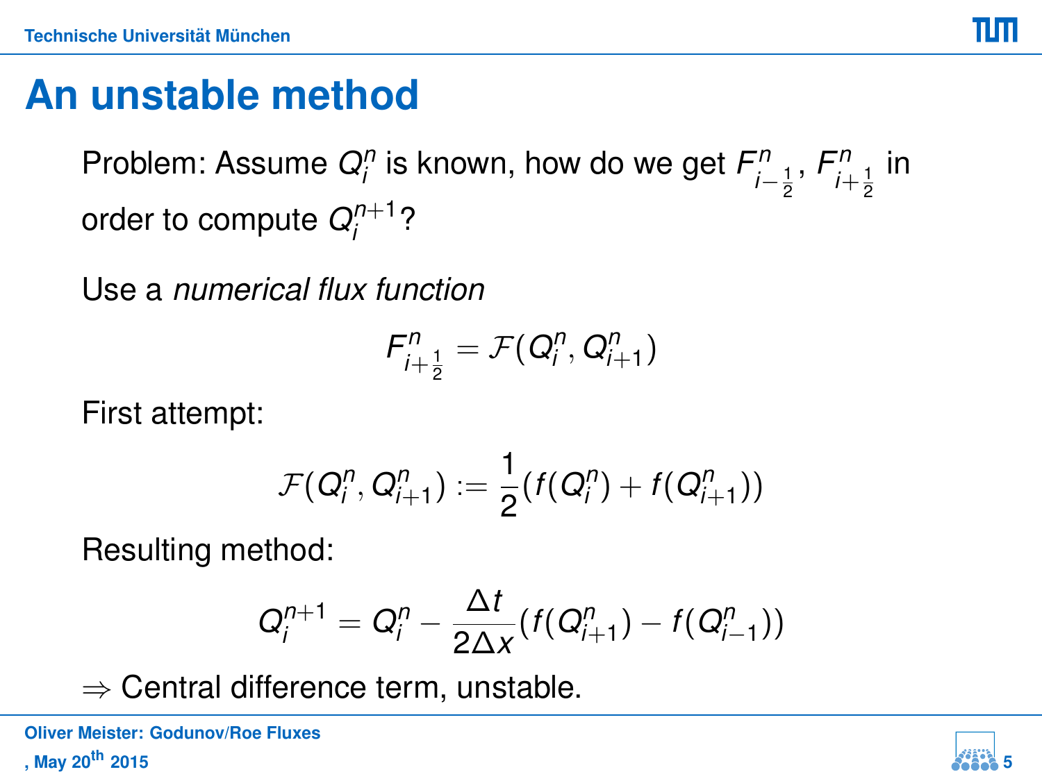# An unstable method

Problem: Assume $Q_i^n$ is known, how do we get $F_{i-\frac{1}{2}}^n$, $F_{i+\frac{1}{2}}^n$ in order to compute $Q_i^{n+1}$?

Use a *numerical flux function*

$$F_{i+\frac{1}{2}}^n = \mathcal{F}(Q_i^n, Q_{i+1}^n)$$

First attempt:

$$\mathcal{F}(Q_i^n, Q_{i+1}^n) := \frac{1}{2}(f(Q_i^n) + f(Q_{i+1}^n))$$

Resulting method:

$$Q_i^{n+1} = Q_i^n - \frac{\Delta t}{2\Delta x}(f(Q_{i+1}^n) - f(Q_{i-1}^n))$$

$\Rightarrow$ Central difference term, unstable.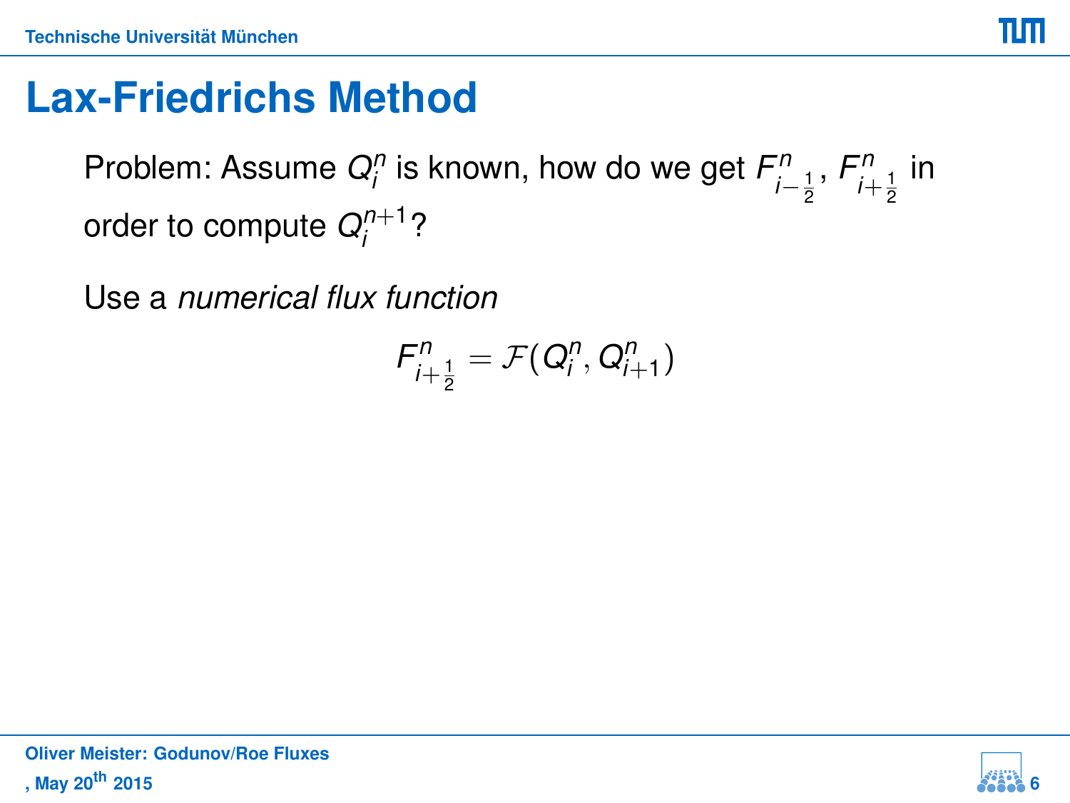# Lax-Friedrichs Method

Problem: Assume $Q_i^n$ is known, how do we get $F_{i-\frac{1}{2}}^n$, $F_{i+\frac{1}{2}}^n$ in order to compute $Q_i^{n+1}$?

Use a *numerical flux function*

$$F_{i+\frac{1}{2}}^n = \mathcal{F}(Q_i^n, Q_{i+1}^n)$$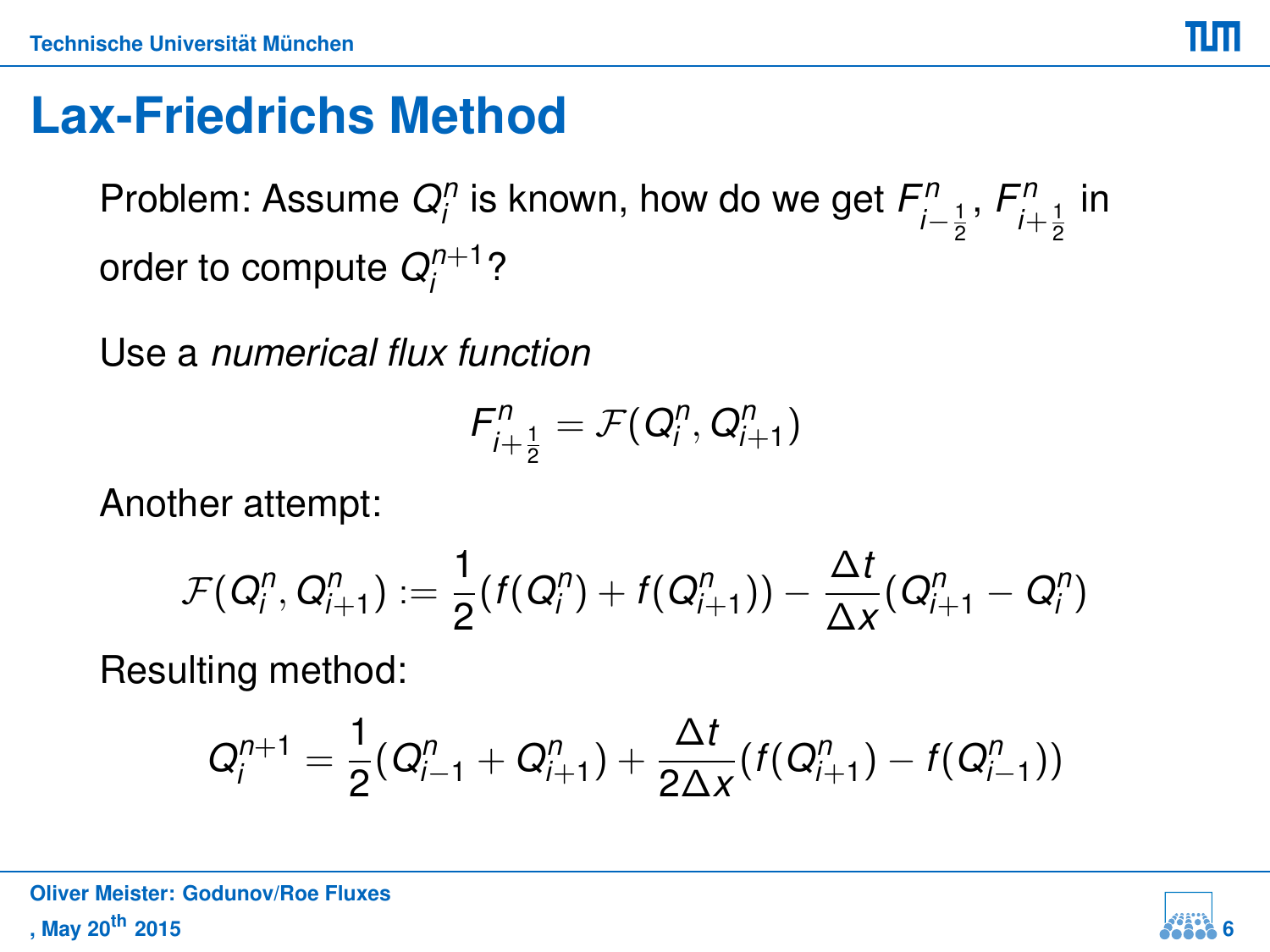# Lax-Friedrichs Method

Problem: Assume $Q_i^n$ is known, how do we get $F^n_{i-\frac{1}{2}}$, $F^n_{i+\frac{1}{2}}$ in order to compute $Q_i^{n+1}$?

Use a *numerical flux function*

$$F^n_{i+\frac{1}{2}} = \mathcal{F}(Q_i^n, Q_{i+1}^n)$$

Another attempt:

$$\mathcal{F}(Q_i^n, Q_{i+1}^n) := \frac{1}{2}(f(Q_i^n) + f(Q_{i+1}^n)) - \frac{\Delta t}{\Delta x}(Q_{i+1}^n - Q_i^n)$$

Resulting method:

$$Q_i^{n+1} = \frac{1}{2}(Q_{i-1}^n + Q_{i+1}^n) + \frac{\Delta t}{2\Delta x}(f(Q_{i+1}^n) - f(Q_{i-1}^n))$$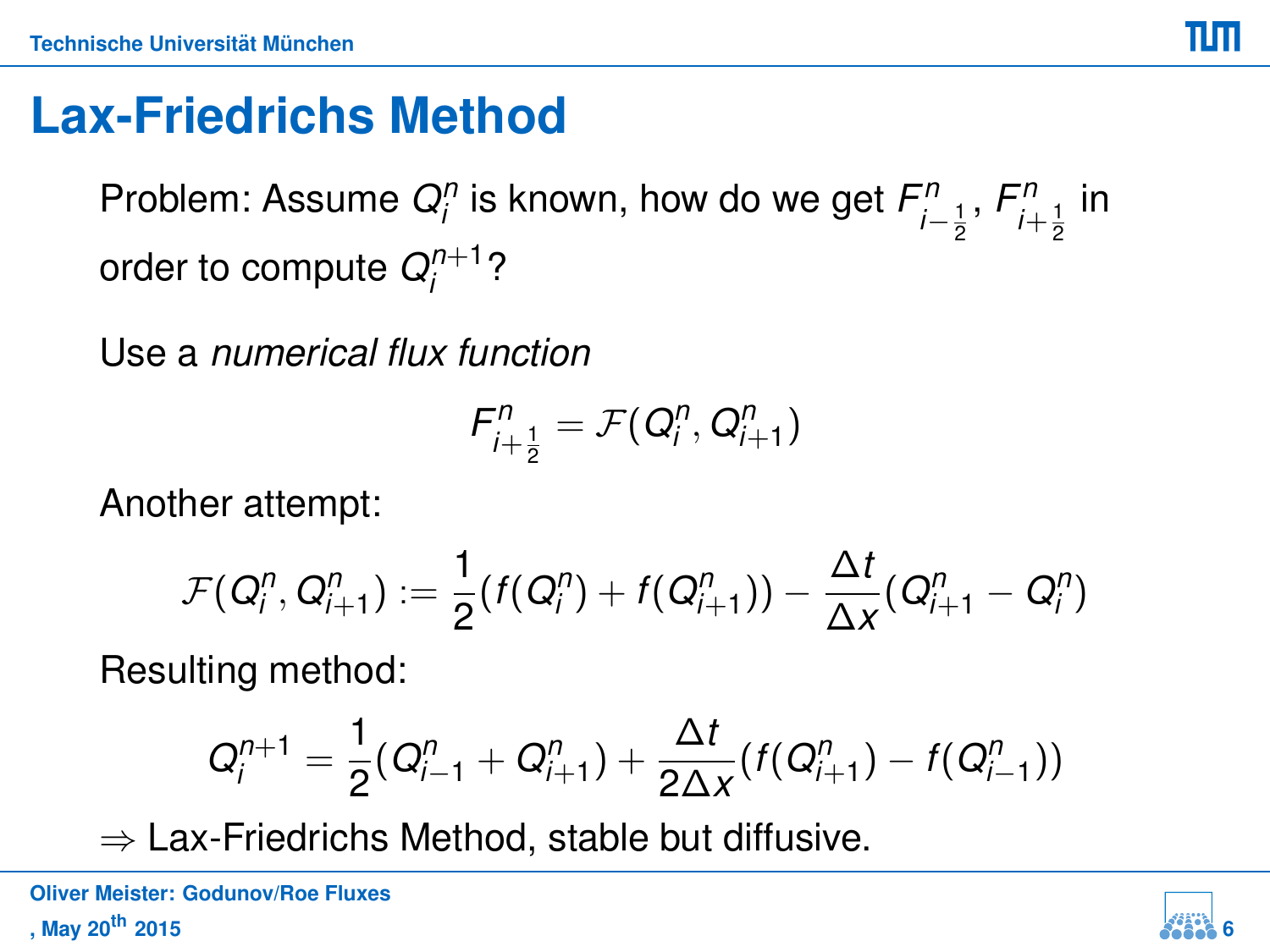# Lax-Friedrichs Method

Problem: Assume $Q_i^n$ is known, how do we get $F^n_{i-\frac{1}{2}}$, $F^n_{i+\frac{1}{2}}$ in order to compute $Q_i^{n+1}$?

Use a *numerical flux function*

$$F^n_{i+\frac{1}{2}} = \mathcal{F}(Q_i^n, Q_{i+1}^n)$$

Another attempt:

$$\mathcal{F}(Q_i^n, Q_{i+1}^n) := \frac{1}{2}(f(Q_i^n) + f(Q_{i+1}^n)) - \frac{\Delta t}{\Delta x}(Q_{i+1}^n - Q_i^n)$$

Resulting method:

$$Q_i^{n+1} = \frac{1}{2}(Q_{i-1}^n + Q_{i+1}^n) + \frac{\Delta t}{2\Delta x}(f(Q_{i+1}^n) - f(Q_{i-1}^n))$$

$\Rightarrow$ Lax-Friedrichs Method, stable but diffusive.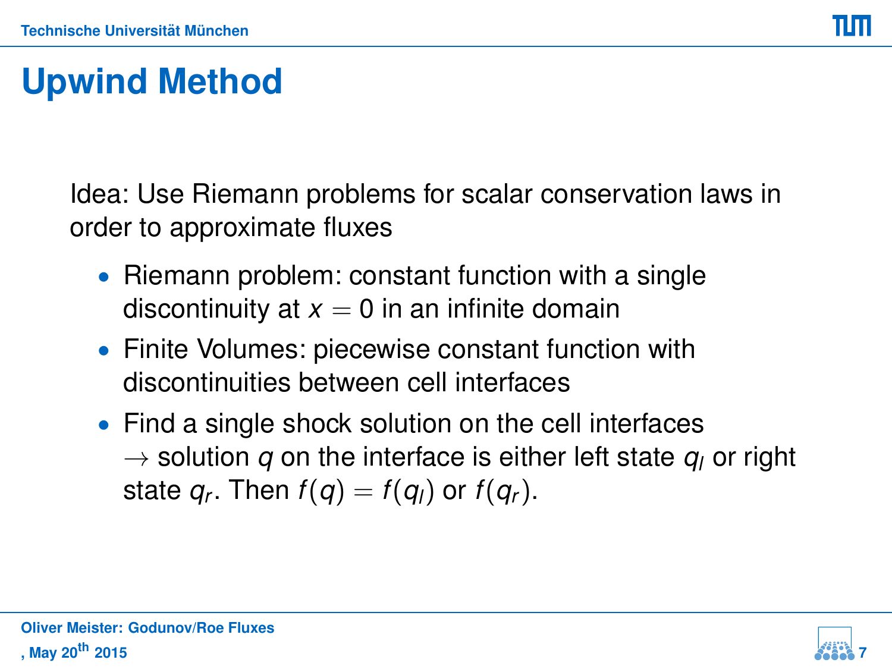# Upwind Method

Idea: Use Riemann problems for scalar conservation laws in order to approximate fluxes

- Riemann problem: constant function with a single discontinuity at $x = 0$ in an infinite domain
- Finite Volumes: piecewise constant function with discontinuities between cell interfaces
- Find a single shock solution on the cell interfaces $\rightarrow$ solution $q$ on the interface is either left state $q_l$ or right state $q_r$. Then $f(q) = f(q_l)$ or $f(q_r)$.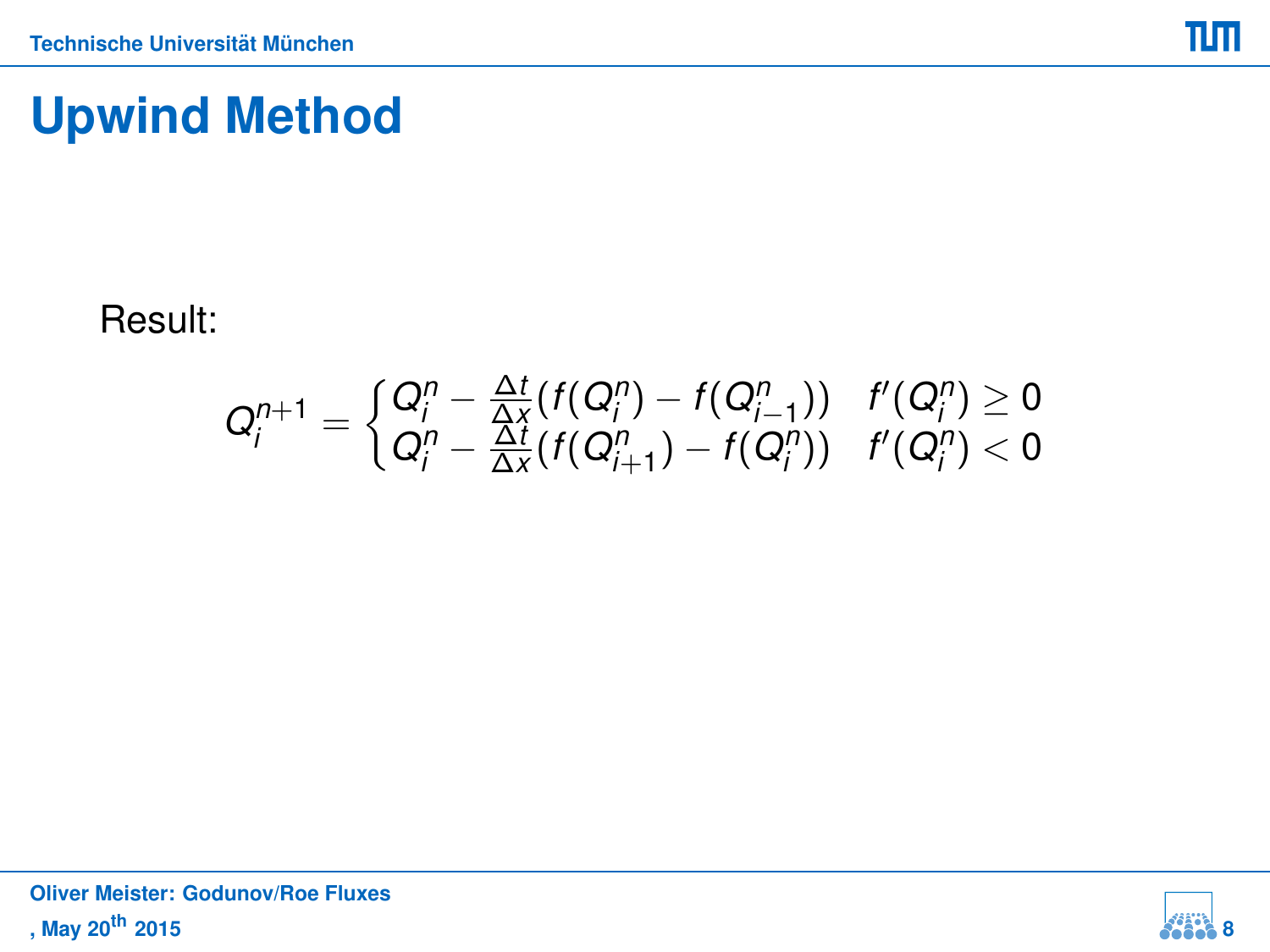# Upwind Method

Result:

$$Q_i^{n+1} = \begin{cases} Q_i^n - \frac{\Delta t}{\Delta x}(f(Q_i^n) - f(Q_{i-1}^n)) & f'(Q_i^n) \geq 0 \\ Q_i^n - \frac{\Delta t}{\Delta x}(f(Q_{i+1}^n) - f(Q_i^n)) & f'(Q_i^n) < 0 \end{cases}$$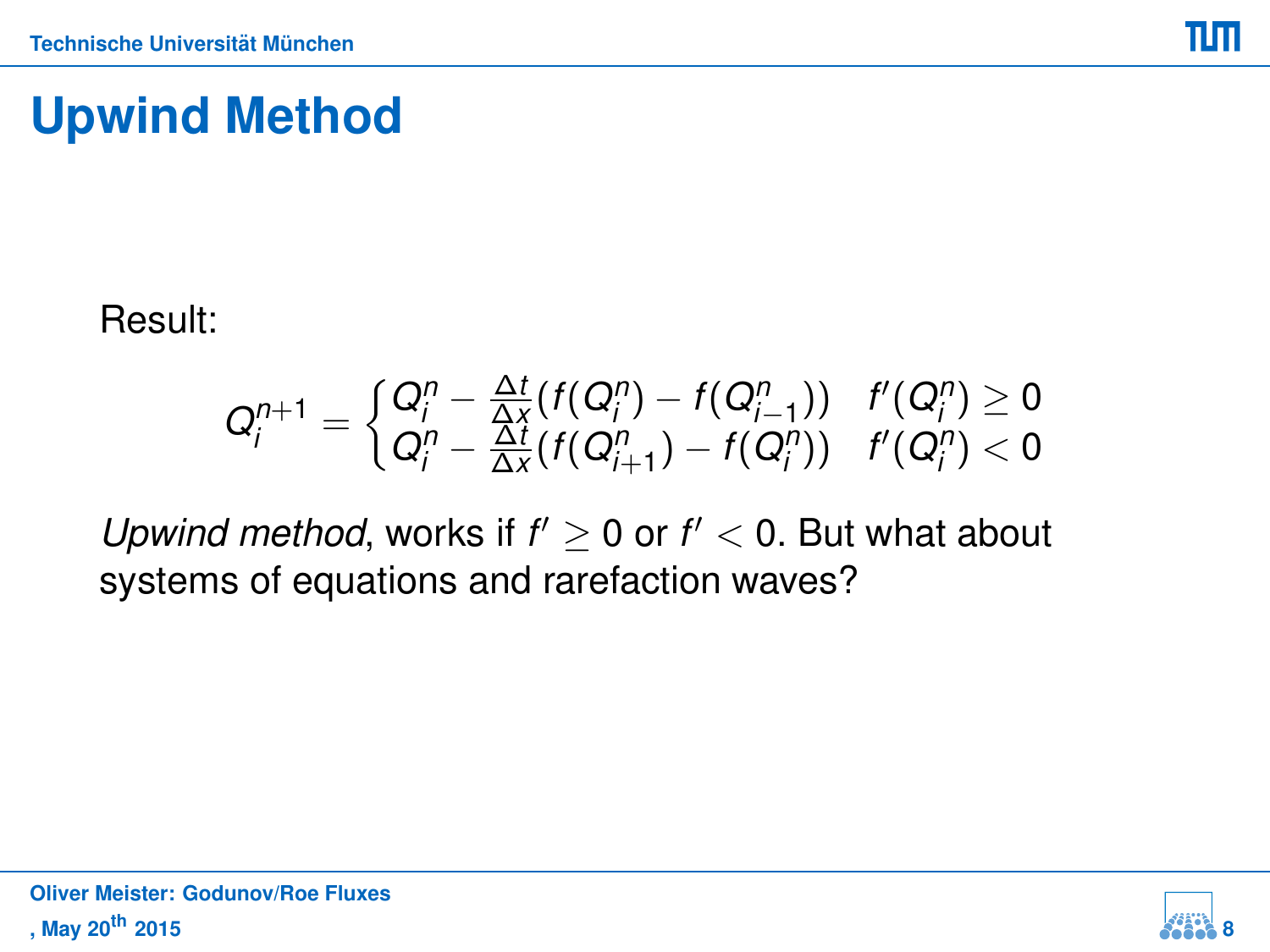# Upwind Method

Result:

$$Q_i^{n+1} = \begin{cases} Q_i^n - \frac{\Delta t}{\Delta x}(f(Q_i^n) - f(Q_{i-1}^n)) & f'(Q_i^n) \geq 0 \\ Q_i^n - \frac{\Delta t}{\Delta x}(f(Q_{i+1}^n) - f(Q_i^n)) & f'(Q_i^n) < 0 \end{cases}$$

*Upwind method*, works if $f' \geq 0$ or $f' < 0$. But what about systems of equations and rarefaction waves?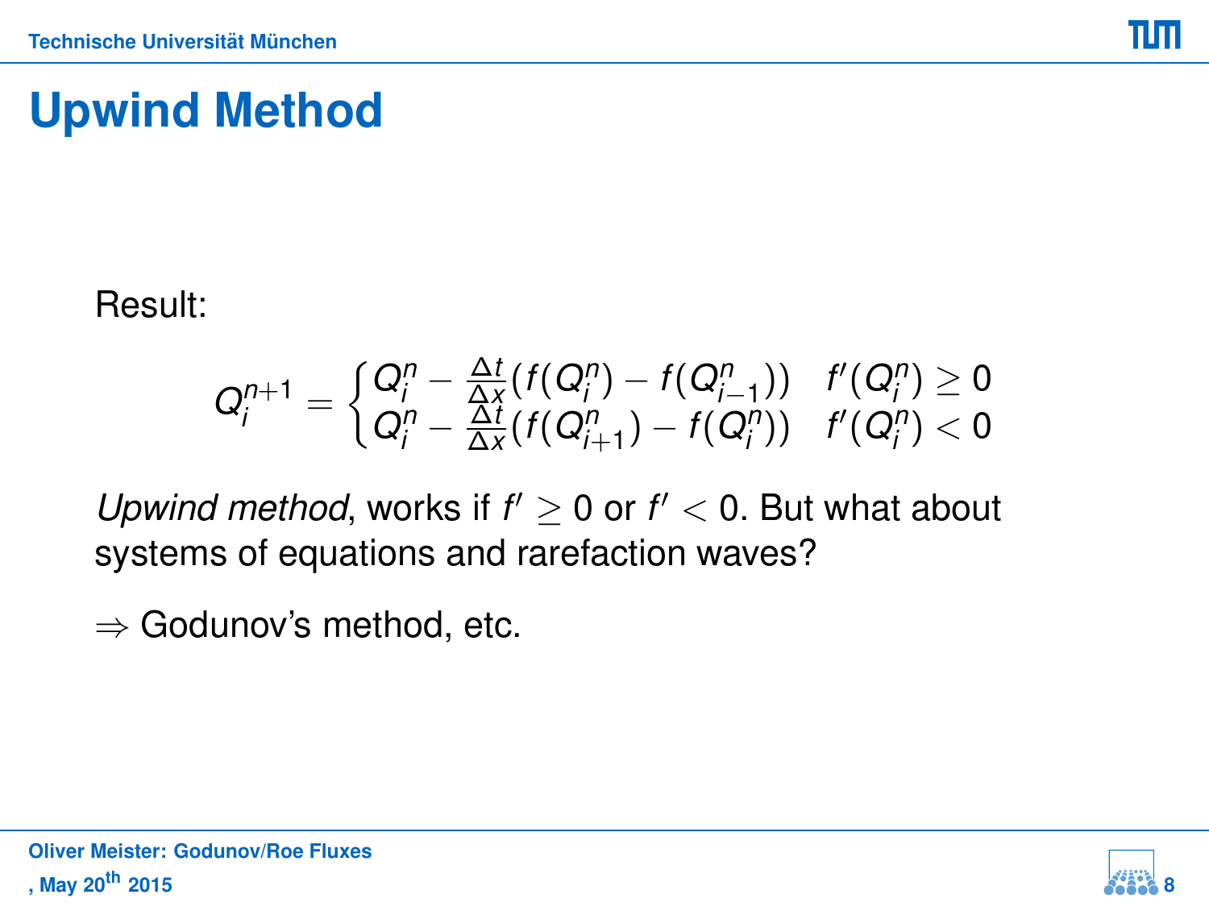# Upwind Method

Result:

$$Q_i^{n+1} = \begin{cases} Q_i^n - \frac{\Delta t}{\Delta x}(f(Q_i^n) - f(Q_{i-1}^n)) & f'(Q_i^n) \geq 0 \\ Q_i^n - \frac{\Delta t}{\Delta x}(f(Q_{i+1}^n) - f(Q_i^n)) & f'(Q_i^n) < 0 \end{cases}$$

*Upwind method*, works if $f' \geq 0$ or $f' < 0$. But what about systems of equations and rarefaction waves?

$\Rightarrow$ Godunov's method, etc.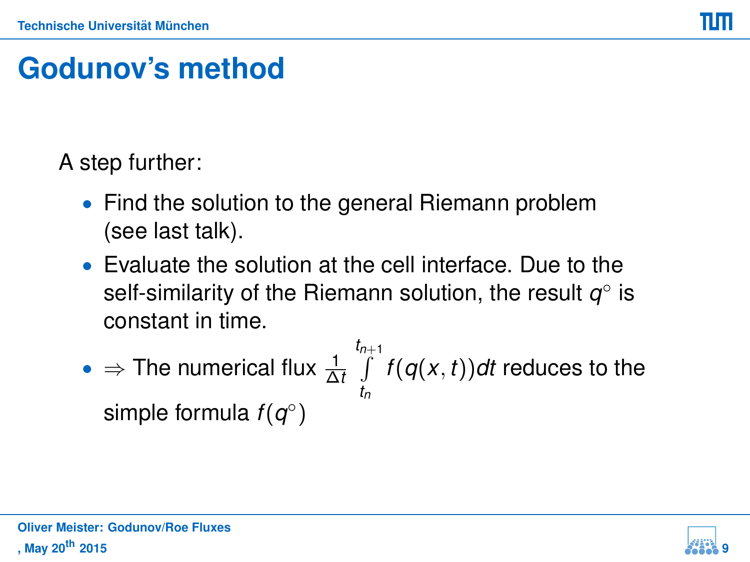# Godunov's method

A step further:

- Find the solution to the general Riemann problem (see last talk).
- Evaluate the solution at the cell interface. Due to the self-similarity of the Riemann solution, the result $q^\circ$ is constant in time.
- $\Rightarrow$ The numerical flux $\frac{1}{\Delta t} \int_{t_n}^{t_{n+1}} f(q(x,t))dt$ reduces to the simple formula $f(q^\circ)$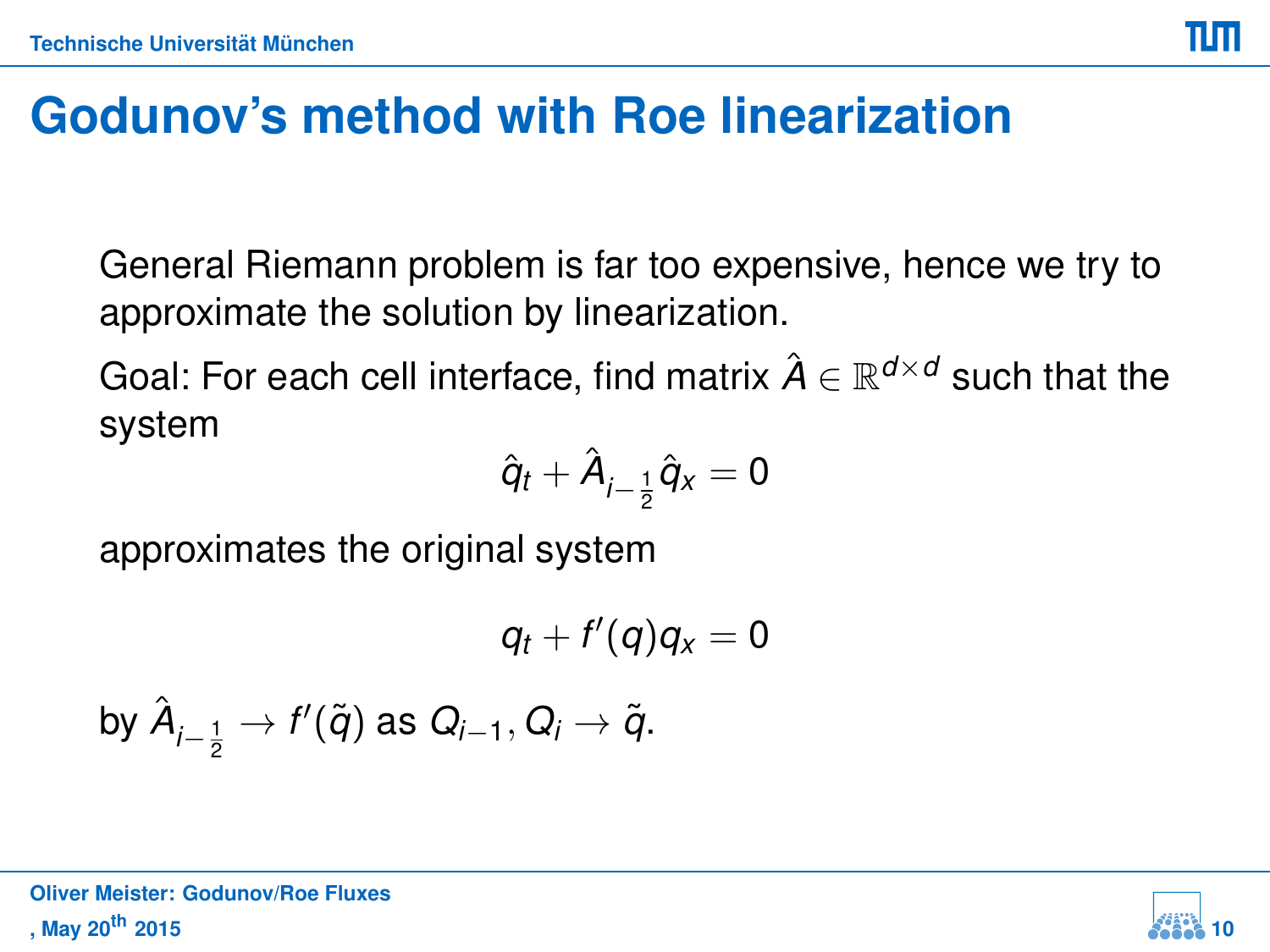# Godunov's method with Roe linearization

General Riemann problem is far too expensive, hence we try to approximate the solution by linearization.

Goal: For each cell interface, find matrix $\hat{A} \in \mathbb{R}^{d \times d}$ such that the system

$$\hat{q}_t + \hat{A}_{i-\frac{1}{2}} \hat{q}_x = 0$$

approximates the original system

$$q_t + f'(q) q_x = 0$$

by $\hat{A}_{i-\frac{1}{2}} \to f'(\tilde{q})$ as $Q_{i-1}, Q_i \to \tilde{q}$.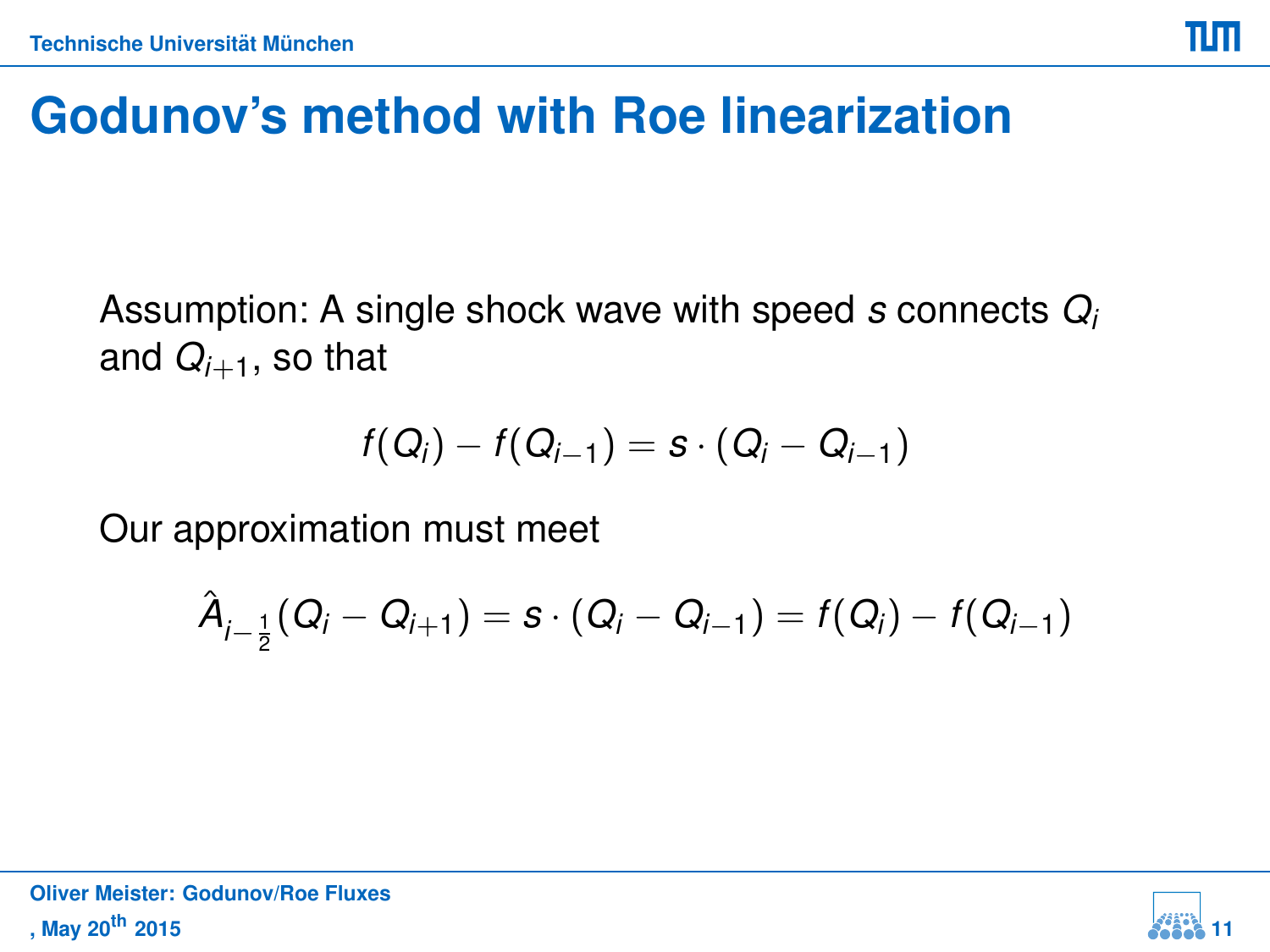# Godunov's method with Roe linearization

Assumption: A single shock wave with speed $s$ connects $Q_i$ and $Q_{i+1}$, so that

$$f(Q_i) - f(Q_{i-1}) = s \cdot (Q_i - Q_{i-1})$$

Our approximation must meet

$$\hat{A}_{i-\frac{1}{2}}(Q_i - Q_{i+1}) = s \cdot (Q_i - Q_{i-1}) = f(Q_i) - f(Q_{i-1})$$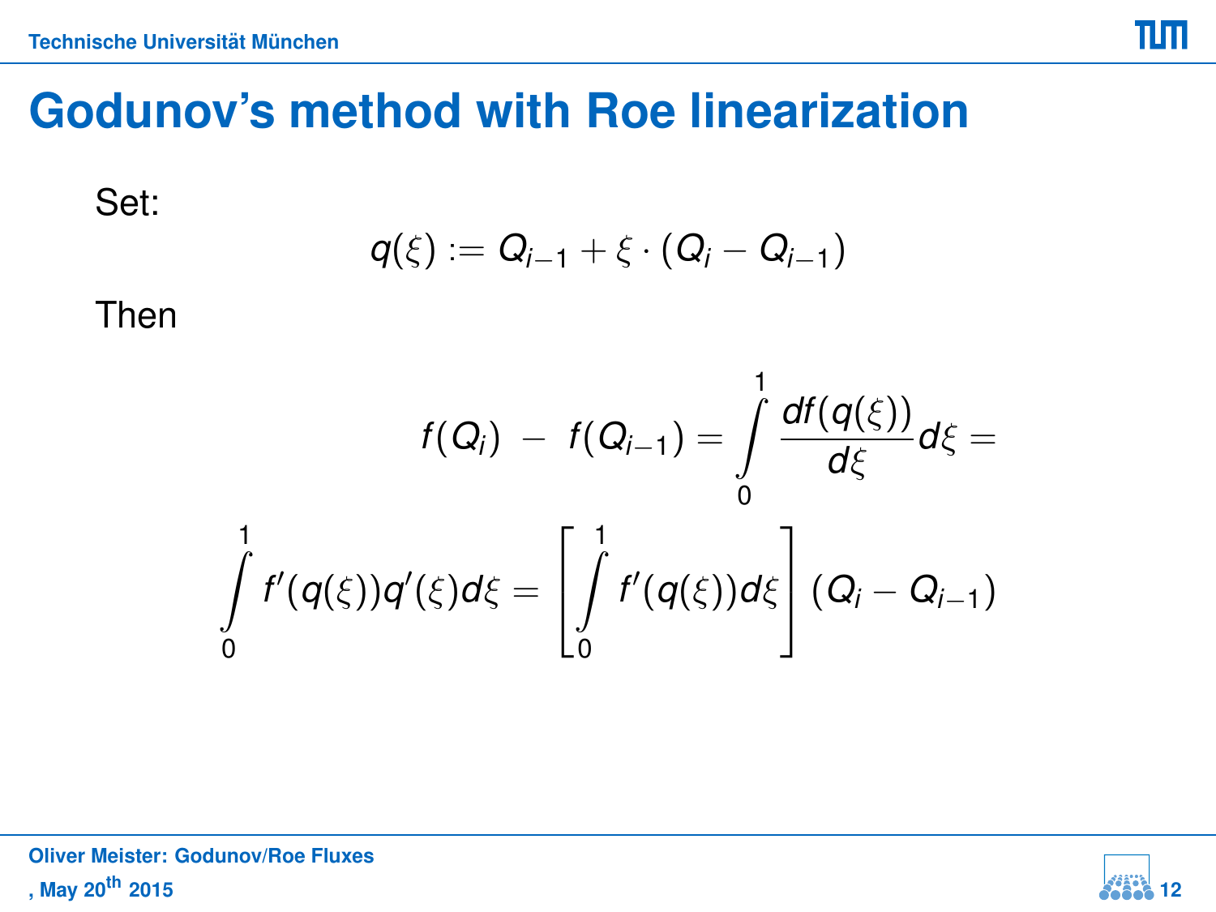# Godunov's method with Roe linearization

Set:

$$q(\xi) := Q_{i-1} + \xi \cdot (Q_i - Q_{i-1})$$

Then

$$f(Q_i) \; - \; f(Q_{i-1}) = \int_0^1 \frac{df(q(\xi))}{d\xi} d\xi =$$

$$\int_0^1 f'(q(\xi)) q'(\xi) d\xi = \left[ \int_0^1 f'(q(\xi)) d\xi \right] (Q_i - Q_{i-1})$$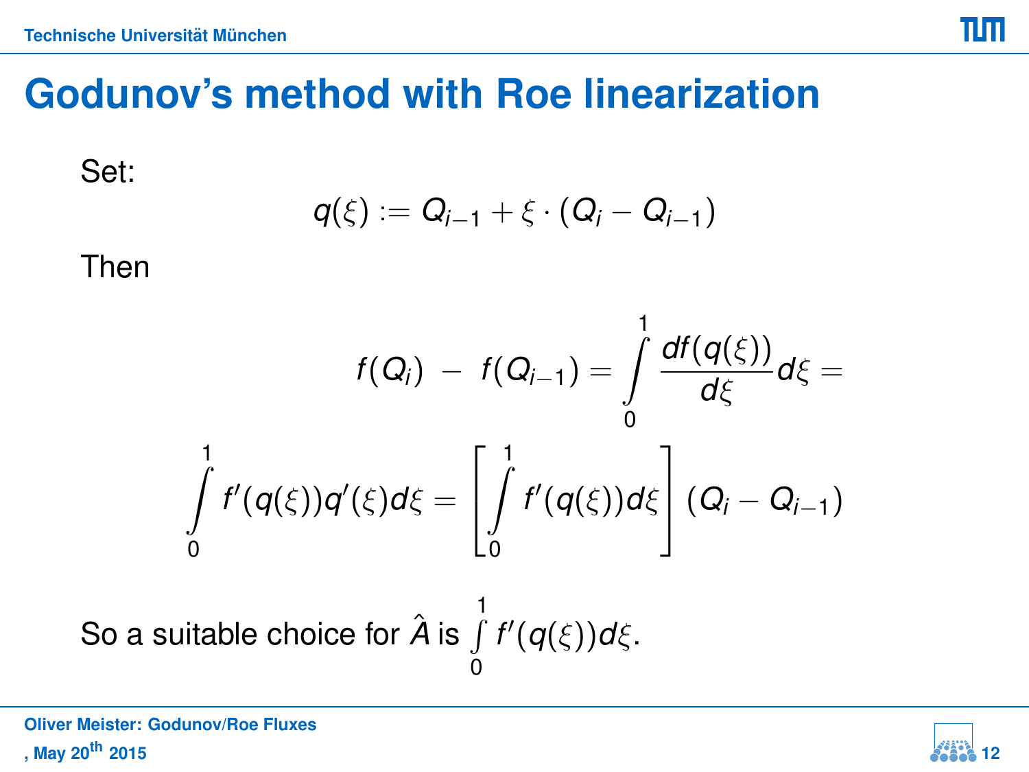# Godunov's method with Roe linearization

Set:

$$q(\xi) := Q_{i-1} + \xi \cdot (Q_i - Q_{i-1})$$

Then

$$f(Q_i) \; - \; f(Q_{i-1}) = \int_0^1 \frac{df(q(\xi))}{d\xi} d\xi =$$

$$\int_0^1 f'(q(\xi)) q'(\xi) d\xi = \left[ \int_0^1 f'(q(\xi)) d\xi \right] (Q_i - Q_{i-1})$$

So a suitable choice for $\hat{A}$ is $\int_0^1 f'(q(\xi)) d\xi$.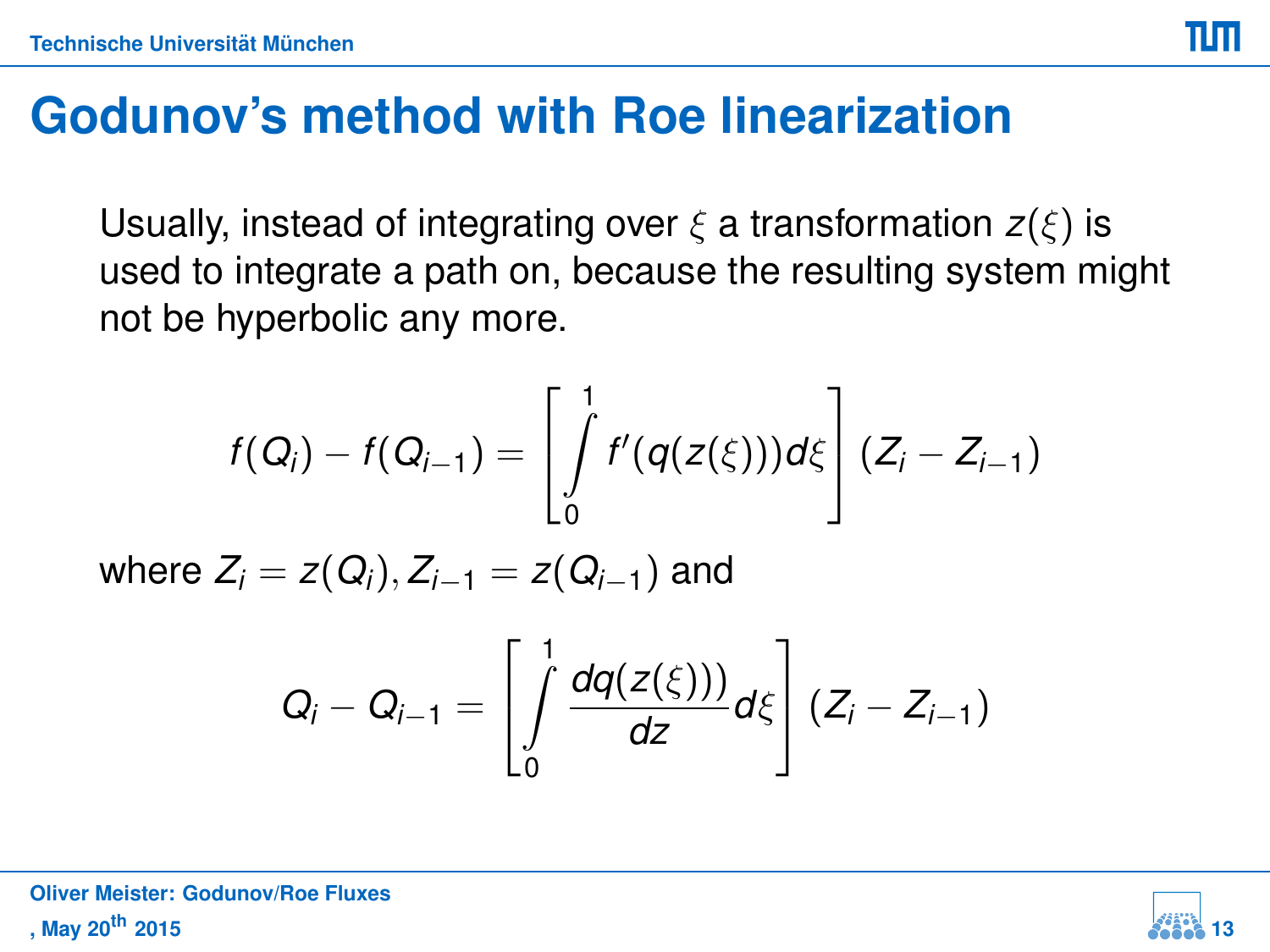# Godunov's method with Roe linearization

Usually, instead of integrating over $\xi$ a transformation $z(\xi)$ is used to integrate a path on, because the resulting system might not be hyperbolic any more.

$$f(Q_i) - f(Q_{i-1}) = \left[ \int_0^1 f'(q(z(\xi)))d\xi \right] (Z_i - Z_{i-1})$$

where $Z_i = z(Q_i), Z_{i-1} = z(Q_{i-1})$ and

$$Q_i - Q_{i-1} = \left[ \int_0^1 \frac{dq(z(\xi)))}{dz} d\xi \right] (Z_i - Z_{i-1})$$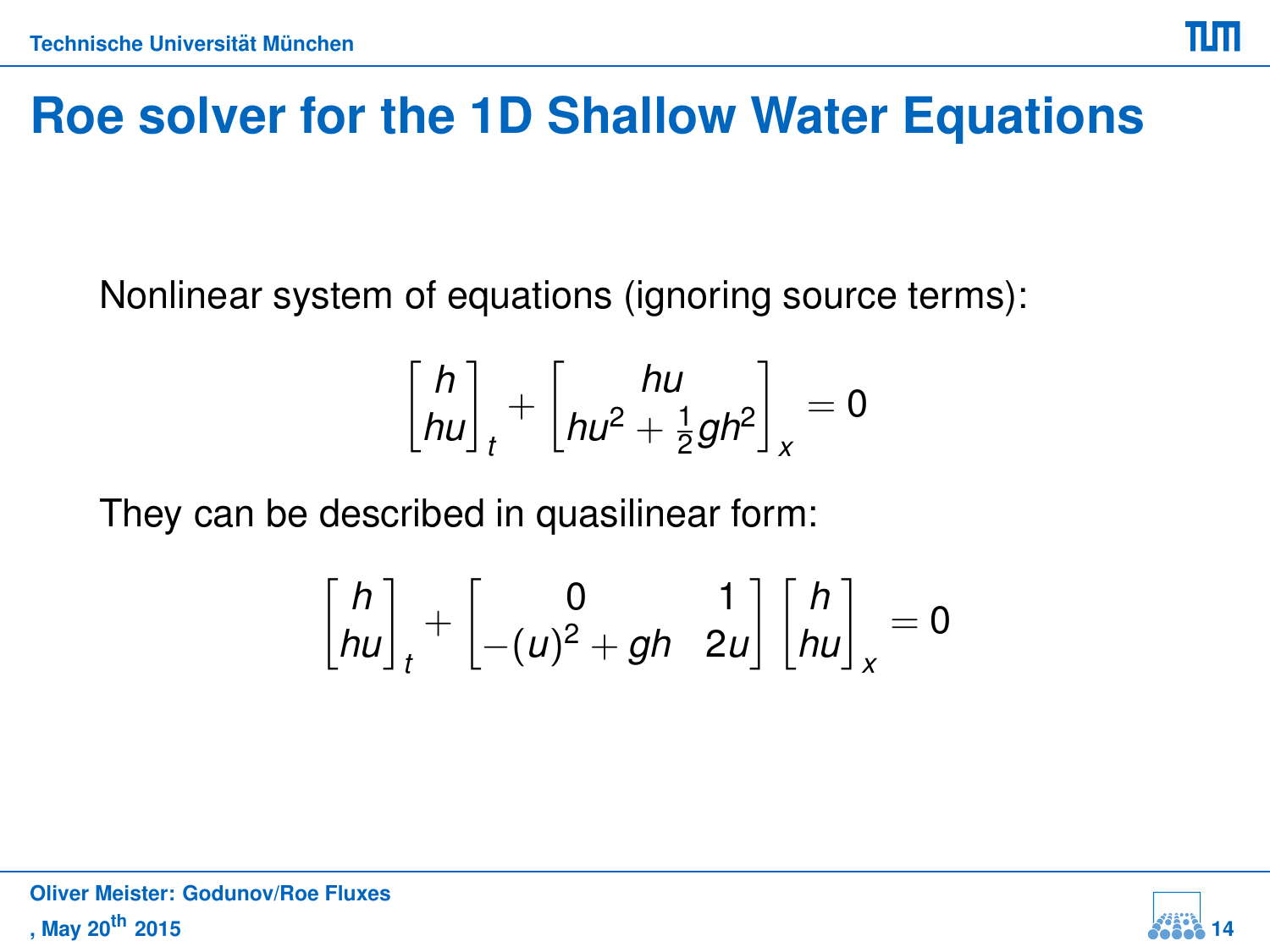# Roe solver for the 1D Shallow Water Equations

Nonlinear system of equations (ignoring source terms):

$$\begin{bmatrix} h \\ hu \end{bmatrix}_t + \begin{bmatrix} hu \\ hu^2 + \frac{1}{2}gh^2 \end{bmatrix}_x = 0$$

They can be described in quasilinear form:

$$\begin{bmatrix} h \\ hu \end{bmatrix}_t + \begin{bmatrix} 0 & 1 \\ -(u)^2 + gh & 2u \end{bmatrix} \begin{bmatrix} h \\ hu \end{bmatrix}_x = 0$$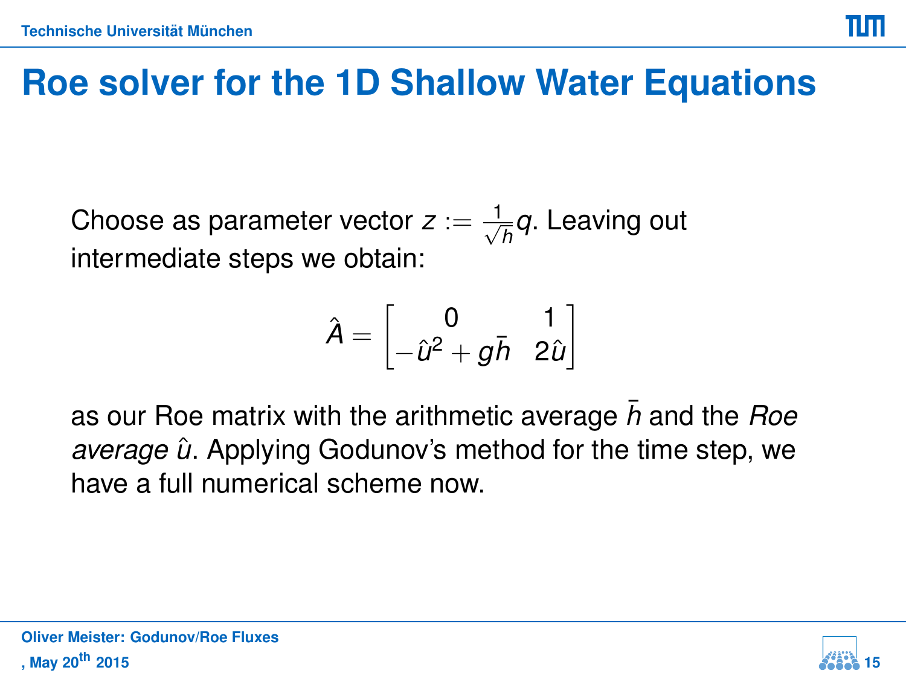# Roe solver for the 1D Shallow Water Equations

Choose as parameter vector $z := \frac{1}{\sqrt{h}} q$. Leaving out intermediate steps we obtain:

$$\hat{A} = \begin{bmatrix} 0 & 1 \\ -\hat{u}^2 + g\bar{h} & 2\hat{u} \end{bmatrix}$$

as our Roe matrix with the arithmetic average $\bar{h}$ and the *Roe average* $\hat{u}$. Applying Godunov's method for the time step, we have a full numerical scheme now.